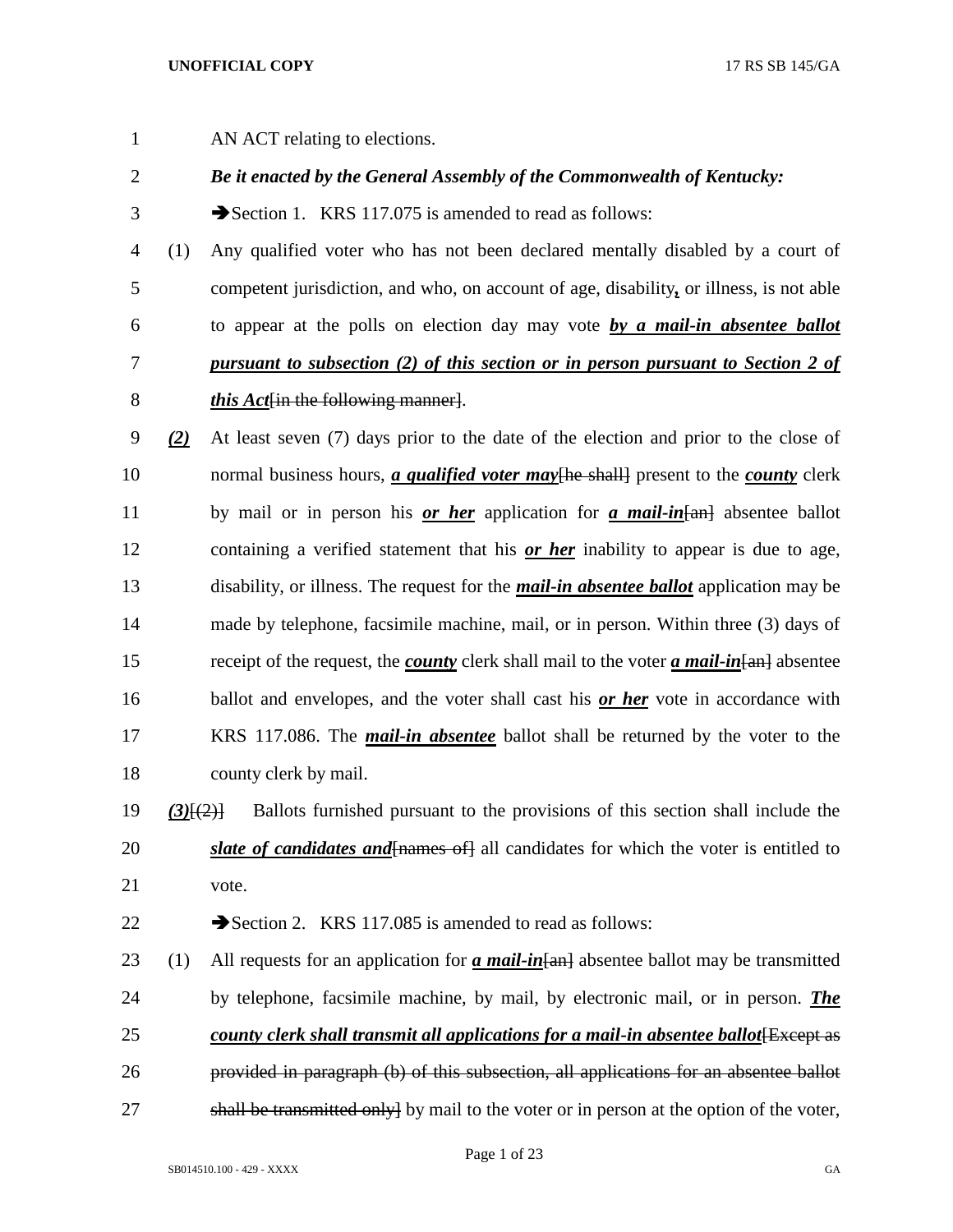AN ACT relating to elections.

***Be it enacted by the General Assembly of the Commonwealth of Kentucky:***

➔Section 1. KRS 117.075 is amended to read as follows:

(1) Any qualified voter who has not been declared mentally disabled by a court of competent jurisdiction, and who, on account of age, disability**,** or illness, is not able to appear at the polls on election day may vote ***by a mail-in absentee ballot pursuant to subsection (2) of this section or in person pursuant to Section 2 of this Act***[in the following manner].

***(2)*** At least seven (7) days prior to the date of the election and prior to the close of normal business hours, ***a qualified voter may***[he shall] present to the ***county*** clerk by mail or in person his ***or her*** application for ***a mail-in***[an] absentee ballot containing a verified statement that his ***or her*** inability to appear is due to age, disability, or illness. The request for the ***mail-in absentee ballot*** application may be made by telephone, facsimile machine, mail, or in person. Within three (3) days of receipt of the request, the ***county*** clerk shall mail to the voter ***a mail-in***[an] absentee ballot and envelopes, and the voter shall cast his ***or her*** vote in accordance with KRS 117.086. The ***mail-in absentee*** ballot shall be returned by the voter to the county clerk by mail.

***(3)***[(2)] Ballots furnished pursuant to the provisions of this section shall include the ***slate of candidates and***[names of] all candidates for which the voter is entitled to vote.

➔Section 2. KRS 117.085 is amended to read as follows:

(1) All requests for an application for ***a mail-in***[an] absentee ballot may be transmitted by telephone, facsimile machine, by mail, by electronic mail, or in person. ***The county clerk shall transmit all applications for a mail-in absentee ballot***[Except as provided in paragraph (b) of this subsection, all applications for an absentee ballot shall be transmitted only] by mail to the voter or in person at the option of the voter,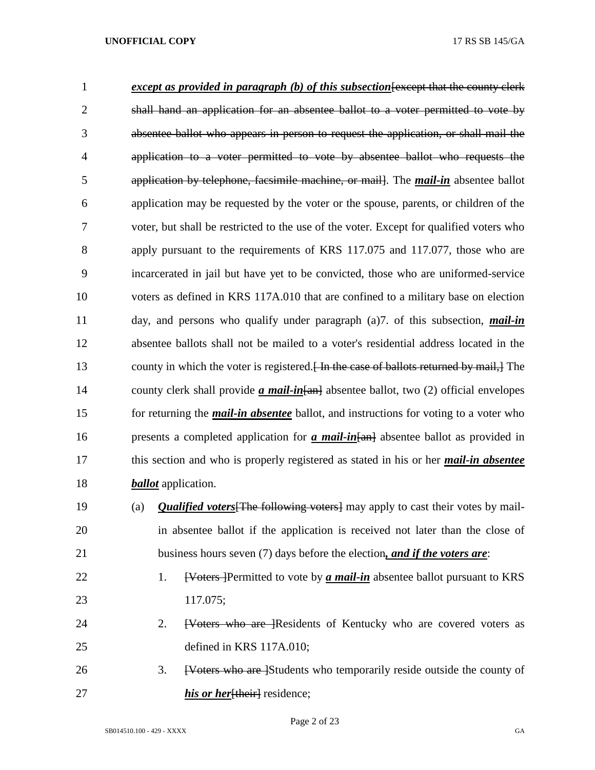***except as provided in paragraph (b) of this subsection***[except that the county clerk shall hand an application for an absentee ballot to a voter permitted to vote by absentee ballot who appears in person to request the application, or shall mail the application to a voter permitted to vote by absentee ballot who requests the application by telephone, facsimile machine, or mail]. The ***mail-in*** absentee ballot application may be requested by the voter or the spouse, parents, or children of the voter, but shall be restricted to the use of the voter. Except for qualified voters who apply pursuant to the requirements of KRS 117.075 and 117.077, those who are incarcerated in jail but have yet to be convicted, those who are uniformed-service voters as defined in KRS 117A.010 that are confined to a military base on election day, and persons who qualify under paragraph (a)7. of this subsection, ***mail-in*** absentee ballots shall not be mailed to a voter's residential address located in the county in which the voter is registered.[ In the case of ballots returned by mail,] The county clerk shall provide ***a mail-in***[an] absentee ballot, two (2) official envelopes for returning the ***mail-in absentee*** ballot, and instructions for voting to a voter who presents a completed application for ***a mail-in***[an] absentee ballot as provided in this section and who is properly registered as stated in his or her ***mail-in absentee ballot*** application.

(a) ***Qualified voters***[The following voters] may apply to cast their votes by mail-in absentee ballot if the application is received not later than the close of business hours seven (7) days before the election***, and if the voters are***:

1. [Voters ]Permitted to vote by ***a mail-in*** absentee ballot pursuant to KRS 117.075;
2. [Voters who are ]Residents of Kentucky who are covered voters as defined in KRS 117A.010;
3. [Voters who are ]Students who temporarily reside outside the county of ***his or her***[their] residence;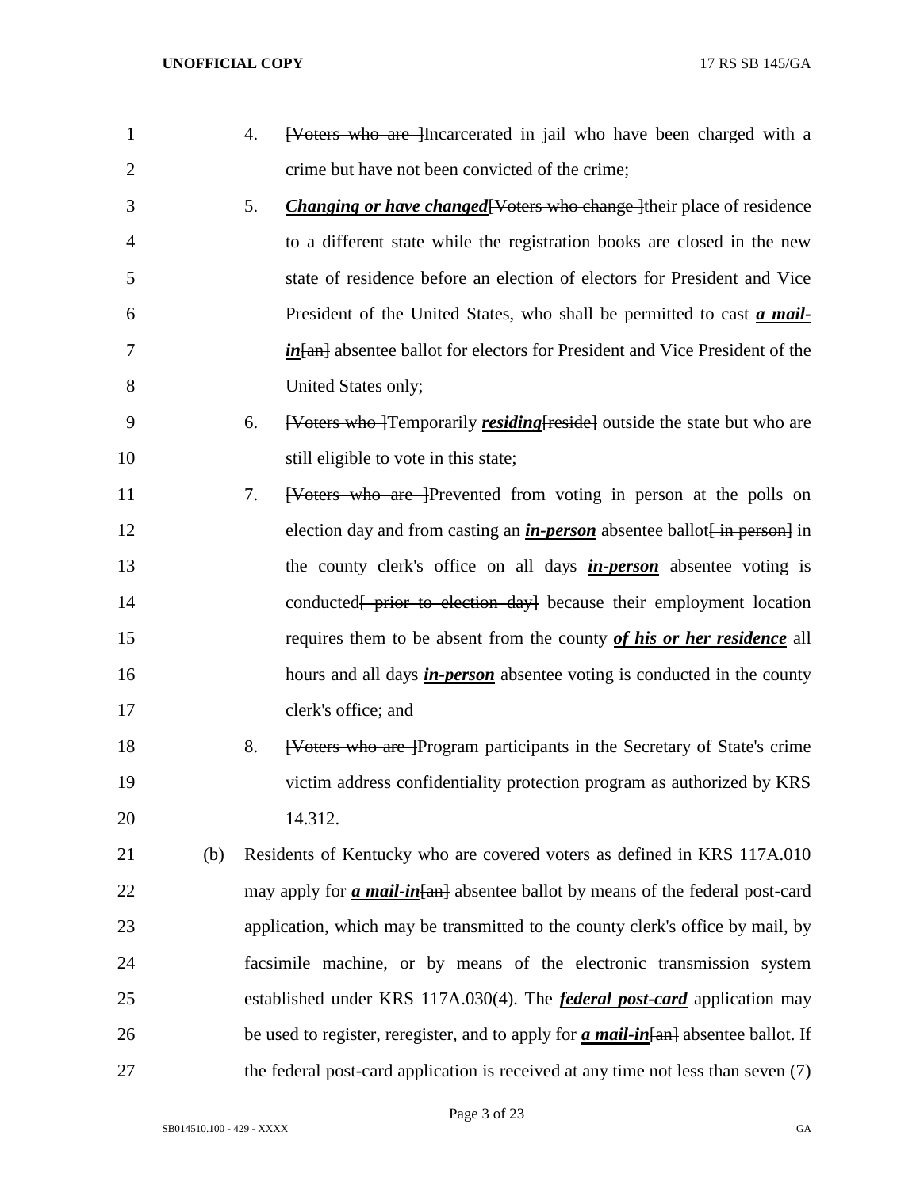4. ~~[Voters who are ]~~Incarcerated in jail who have been charged with a crime but have not been convicted of the crime;

5. ***Changing or have changed***~~[Voters who change ]~~their place of residence to a different state while the registration books are closed in the new state of residence before an election of electors for President and Vice President of the United States, who shall be permitted to cast ***a mail-in***~~[an]~~ absentee ballot for electors for President and Vice President of the United States only;

6. ~~[Voters who ]~~Temporarily ***residing***~~[reside]~~ outside the state but who are still eligible to vote in this state;

7. ~~[Voters who are ]~~Prevented from voting in person at the polls on election day and from casting an ***in-person*** absentee ballot~~[ in person]~~ in the county clerk's office on all days ***in-person*** absentee voting is conducted~~[ prior to election day]~~ because their employment location requires them to be absent from the county ***of his or her residence*** all hours and all days ***in-person*** absentee voting is conducted in the county clerk's office; and

8. ~~[Voters who are ]~~Program participants in the Secretary of State's crime victim address confidentiality protection program as authorized by KRS 14.312.

(b) Residents of Kentucky who are covered voters as defined in KRS 117A.010 may apply for ***a mail-in***~~[an]~~ absentee ballot by means of the federal post-card application, which may be transmitted to the county clerk's office by mail, by facsimile machine, or by means of the electronic transmission system established under KRS 117A.030(4). The ***federal post-card*** application may be used to register, reregister, and to apply for ***a mail-in***~~[an]~~ absentee ballot. If the federal post-card application is received at any time not less than seven (7)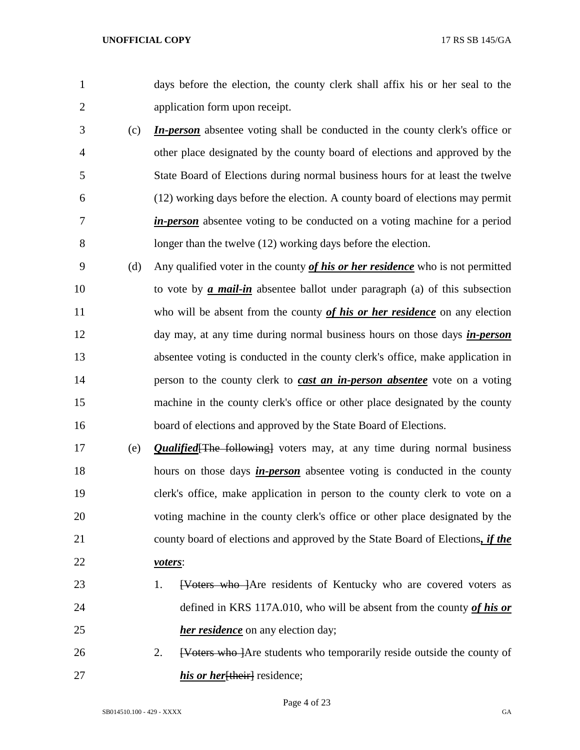days before the election, the county clerk shall affix his or her seal to the application form upon receipt.

(c) ***In-person*** absentee voting shall be conducted in the county clerk's office or other place designated by the county board of elections and approved by the State Board of Elections during normal business hours for at least the twelve (12) working days before the election. A county board of elections may permit ***in-person*** absentee voting to be conducted on a voting machine for a period longer than the twelve (12) working days before the election.

(d) Any qualified voter in the county ***of his or her residence*** who is not permitted to vote by ***a mail-in*** absentee ballot under paragraph (a) of this subsection who will be absent from the county ***of his or her residence*** on any election day may, at any time during normal business hours on those days ***in-person*** absentee voting is conducted in the county clerk's office, make application in person to the county clerk to ***cast an in-person absentee*** vote on a voting machine in the county clerk's office or other place designated by the county board of elections and approved by the State Board of Elections.

(e) ***Qualified***~~[The following]~~ voters may, at any time during normal business hours on those days ***in-person*** absentee voting is conducted in the county clerk's office, make application in person to the county clerk to vote on a voting machine in the county clerk's office or other place designated by the county board of elections and approved by the State Board of Elections***, if the voters***:

1. ~~[Voters who ]~~Are residents of Kentucky who are covered voters as defined in KRS 117A.010, who will be absent from the county ***of his or her residence*** on any election day;
2. ~~[Voters who ]~~Are students who temporarily reside outside the county of ***his or her***~~[their]~~ residence;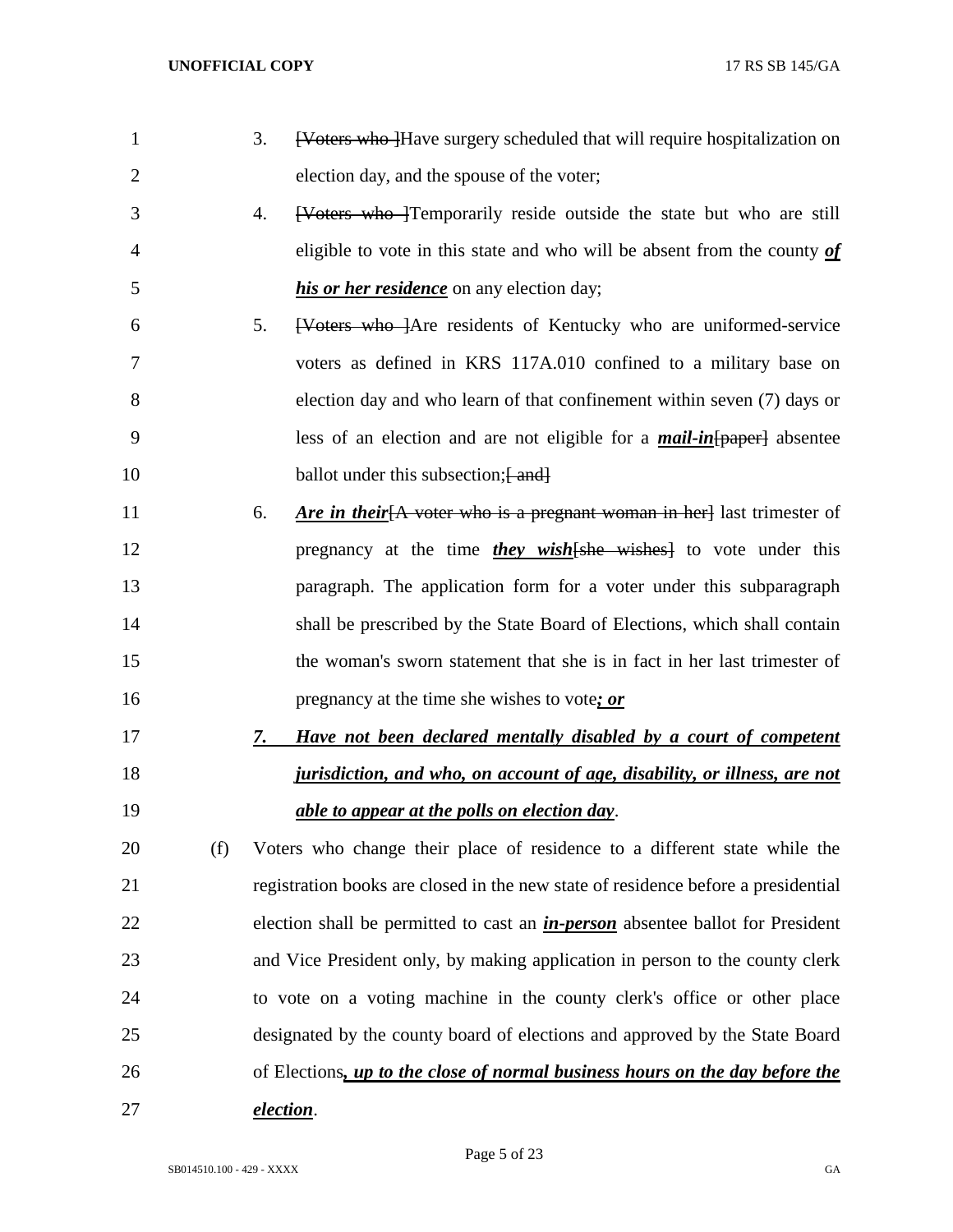3. ~~[Voters who ]~~Have surgery scheduled that will require hospitalization on election day, and the spouse of the voter;

4. ~~[Voters who ]~~Temporarily reside outside the state but who are still eligible to vote in this state and who will be absent from the county ***of his or her residence*** on any election day;

5. ~~[Voters who ]~~Are residents of Kentucky who are uniformed-service voters as defined in KRS 117A.010 confined to a military base on election day and who learn of that confinement within seven (7) days or less of an election and are not eligible for a ***mail-in***~~[paper]~~ absentee ballot under this subsection;~~[ and]~~

6. ***Are in their***~~[A voter who is a pregnant woman in her]~~ last trimester of pregnancy at the time ***they wish***~~[she wishes]~~ to vote under this paragraph. The application form for a voter under this subparagraph shall be prescribed by the State Board of Elections, which shall contain the woman's sworn statement that she is in fact in her last trimester of pregnancy at the time she wishes to vote***; or***

***7. Have not been declared mentally disabled by a court of competent jurisdiction, and who, on account of age, disability, or illness, are not able to appear at the polls on election day***.

(f) Voters who change their place of residence to a different state while the registration books are closed in the new state of residence before a presidential election shall be permitted to cast an ***in-person*** absentee ballot for President and Vice President only, by making application in person to the county clerk to vote on a voting machine in the county clerk's office or other place designated by the county board of elections and approved by the State Board of Elections***, up to the close of normal business hours on the day before the election***.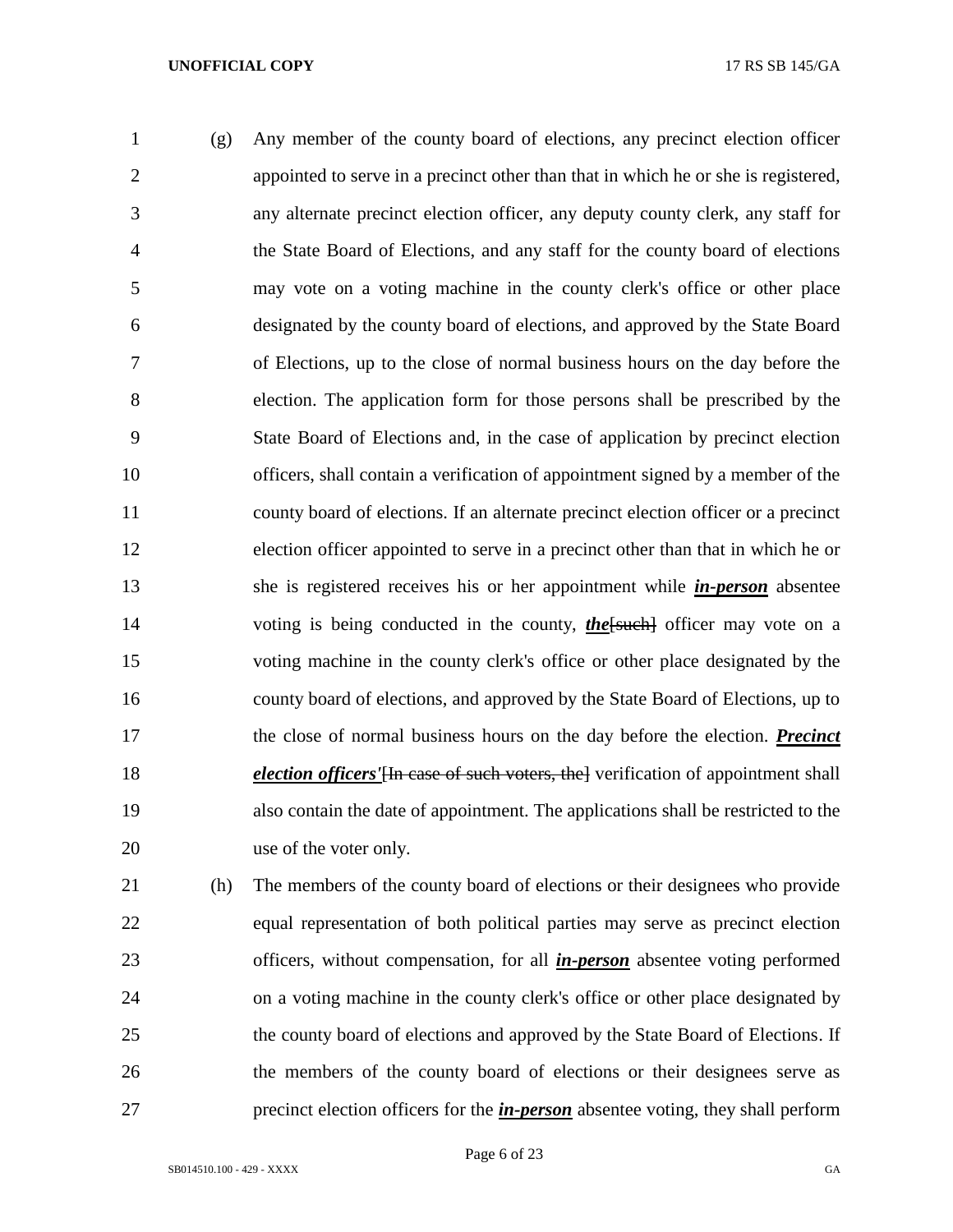(g) Any member of the county board of elections, any precinct election officer appointed to serve in a precinct other than that in which he or she is registered, any alternate precinct election officer, any deputy county clerk, any staff for the State Board of Elections, and any staff for the county board of elections may vote on a voting machine in the county clerk's office or other place designated by the county board of elections, and approved by the State Board of Elections, up to the close of normal business hours on the day before the election. The application form for those persons shall be prescribed by the State Board of Elections and, in the case of application by precinct election officers, shall contain a verification of appointment signed by a member of the county board of elections. If an alternate precinct election officer or a precinct election officer appointed to serve in a precinct other than that in which he or she is registered receives his or her appointment while ***in-person*** absentee voting is being conducted in the county, ***the***[~~such~~] officer may vote on a voting machine in the county clerk's office or other place designated by the county board of elections, and approved by the State Board of Elections, up to the close of normal business hours on the day before the election. ***Precinct election officers'***[~~In case of such voters, the~~] verification of appointment shall also contain the date of appointment. The applications shall be restricted to the use of the voter only.

(h) The members of the county board of elections or their designees who provide equal representation of both political parties may serve as precinct election officers, without compensation, for all ***in-person*** absentee voting performed on a voting machine in the county clerk's office or other place designated by the county board of elections and approved by the State Board of Elections. If the members of the county board of elections or their designees serve as precinct election officers for the ***in-person*** absentee voting, they shall perform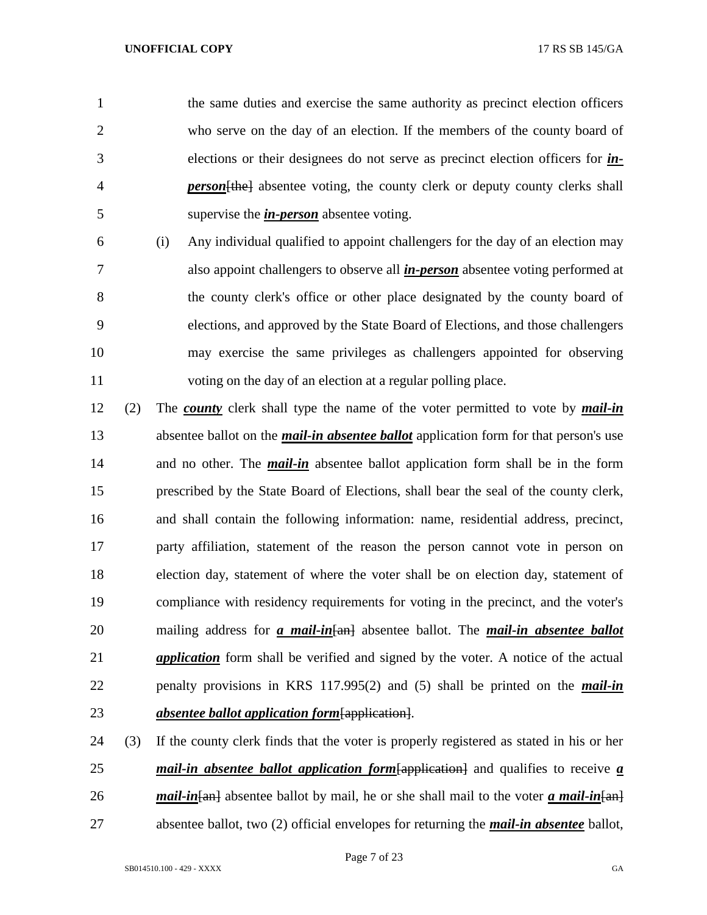the same duties and exercise the same authority as precinct election officers who serve on the day of an election. If the members of the county board of elections or their designees do not serve as precinct election officers for ***in-person***[the] absentee voting, the county clerk or deputy county clerks shall supervise the ***in-person*** absentee voting.

(i) Any individual qualified to appoint challengers for the day of an election may also appoint challengers to observe all ***in-person*** absentee voting performed at the county clerk's office or other place designated by the county board of elections, and approved by the State Board of Elections, and those challengers may exercise the same privileges as challengers appointed for observing voting on the day of an election at a regular polling place.

(2) The ***county*** clerk shall type the name of the voter permitted to vote by ***mail-in*** absentee ballot on the ***mail-in absentee ballot*** application form for that person's use and no other. The ***mail-in*** absentee ballot application form shall be in the form prescribed by the State Board of Elections, shall bear the seal of the county clerk, and shall contain the following information: name, residential address, precinct, party affiliation, statement of the reason the person cannot vote in person on election day, statement of where the voter shall be on election day, statement of compliance with residency requirements for voting in the precinct, and the voter's mailing address for ***a mail-in***[an] absentee ballot. The ***mail-in absentee ballot application*** form shall be verified and signed by the voter. A notice of the actual penalty provisions in KRS 117.995(2) and (5) shall be printed on the ***mail-in absentee ballot application form***[application].

(3) If the county clerk finds that the voter is properly registered as stated in his or her ***mail-in absentee ballot application form***[application] and qualifies to receive ***a mail-in***[an] absentee ballot by mail, he or she shall mail to the voter ***a mail-in***[an] absentee ballot, two (2) official envelopes for returning the ***mail-in absentee*** ballot,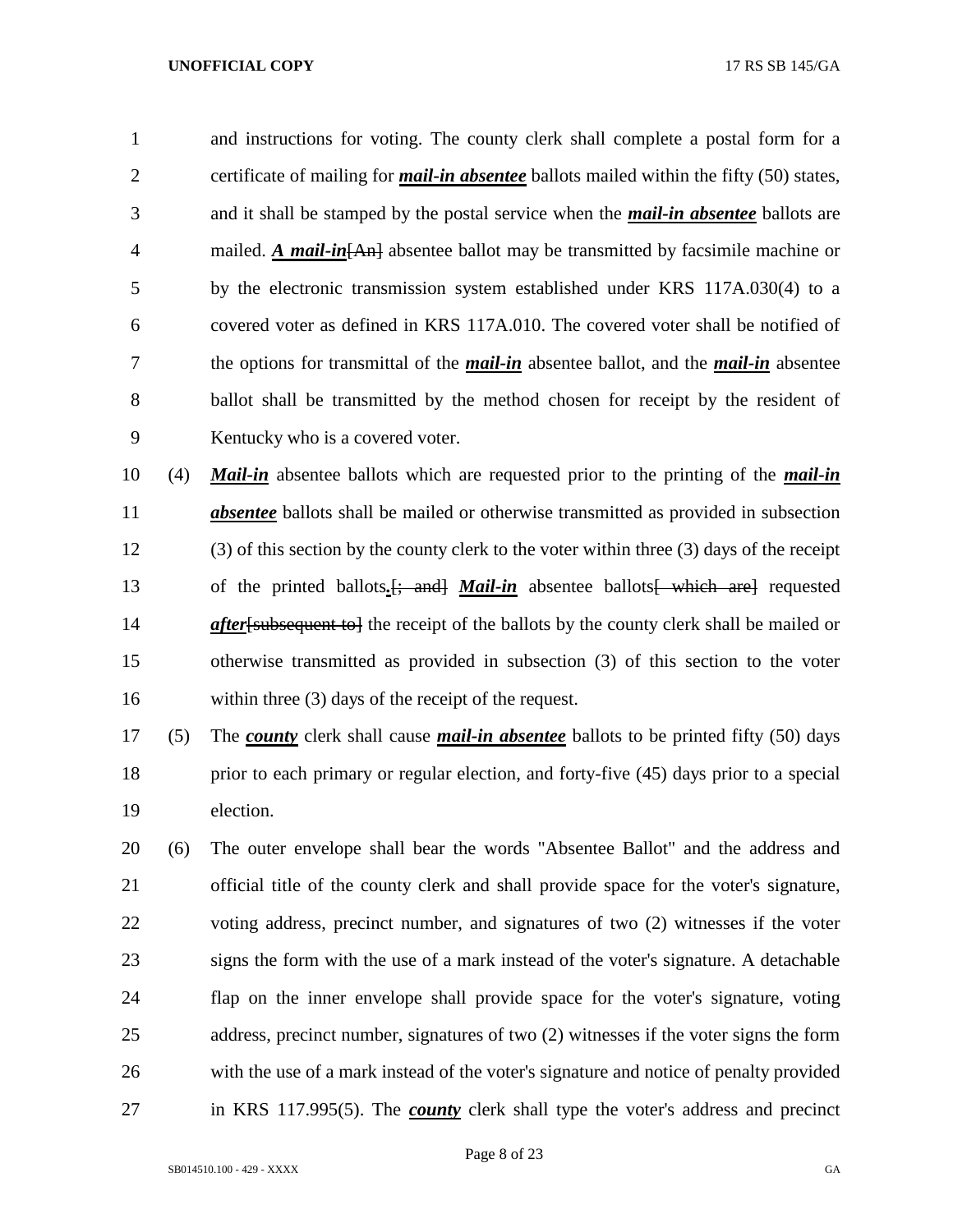and instructions for voting. The county clerk shall complete a postal form for a certificate of mailing for ***mail-in absentee*** ballots mailed within the fifty (50) states, and it shall be stamped by the postal service when the ***mail-in absentee*** ballots are mailed. ***A mail-in***~~[An]~~ absentee ballot may be transmitted by facsimile machine or by the electronic transmission system established under KRS 117A.030(4) to a covered voter as defined in KRS 117A.010. The covered voter shall be notified of the options for transmittal of the ***mail-in*** absentee ballot, and the ***mail-in*** absentee ballot shall be transmitted by the method chosen for receipt by the resident of Kentucky who is a covered voter.

(4) ***Mail-in*** absentee ballots which are requested prior to the printing of the ***mail-in absentee*** ballots shall be mailed or otherwise transmitted as provided in subsection (3) of this section by the county clerk to the voter within three (3) days of the receipt of the printed ballots***.***~~[; and]~~ ***Mail-in*** absentee ballots~~[ which are]~~ requested ***after***~~[subsequent to]~~ the receipt of the ballots by the county clerk shall be mailed or otherwise transmitted as provided in subsection (3) of this section to the voter within three (3) days of the receipt of the request.

(5) The ***county*** clerk shall cause ***mail-in absentee*** ballots to be printed fifty (50) days prior to each primary or regular election, and forty-five (45) days prior to a special election.

(6) The outer envelope shall bear the words "Absentee Ballot" and the address and official title of the county clerk and shall provide space for the voter's signature, voting address, precinct number, and signatures of two (2) witnesses if the voter signs the form with the use of a mark instead of the voter's signature. A detachable flap on the inner envelope shall provide space for the voter's signature, voting address, precinct number, signatures of two (2) witnesses if the voter signs the form with the use of a mark instead of the voter's signature and notice of penalty provided in KRS 117.995(5). The ***county*** clerk shall type the voter's address and precinct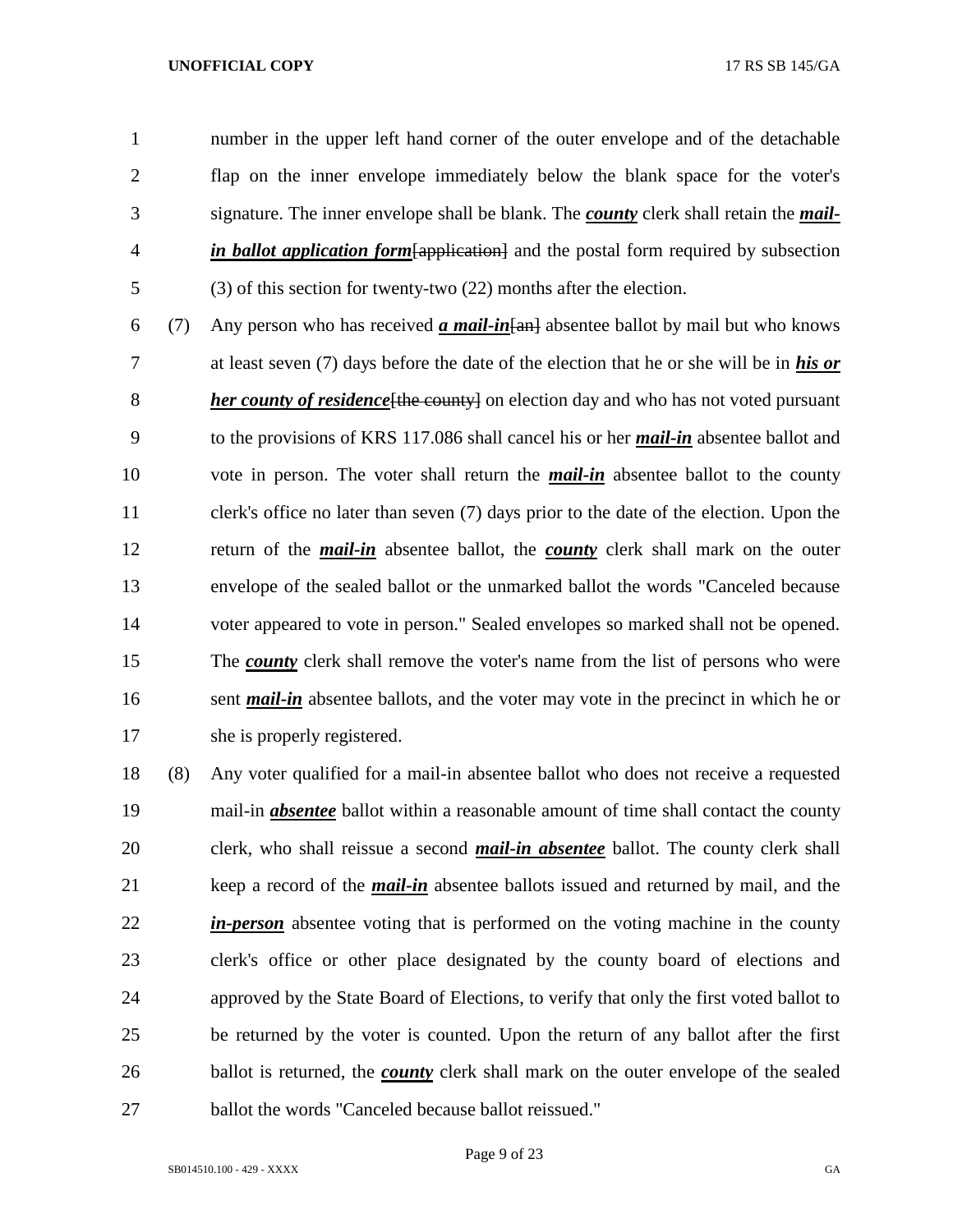number in the upper left hand corner of the outer envelope and of the detachable flap on the inner envelope immediately below the blank space for the voter's signature. The inner envelope shall be blank. The ***county*** clerk shall retain the ***mail-in ballot application form***~~[application]~~ and the postal form required by subsection (3) of this section for twenty-two (22) months after the election.

(7) Any person who has received ***a mail-in***~~[an]~~ absentee ballot by mail but who knows at least seven (7) days before the date of the election that he or she will be in ***his or her county of residence***~~[the county]~~ on election day and who has not voted pursuant to the provisions of KRS 117.086 shall cancel his or her ***mail-in*** absentee ballot and vote in person. The voter shall return the ***mail-in*** absentee ballot to the county clerk's office no later than seven (7) days prior to the date of the election. Upon the return of the ***mail-in*** absentee ballot, the ***county*** clerk shall mark on the outer envelope of the sealed ballot or the unmarked ballot the words "Canceled because voter appeared to vote in person." Sealed envelopes so marked shall not be opened. The ***county*** clerk shall remove the voter's name from the list of persons who were sent ***mail-in*** absentee ballots, and the voter may vote in the precinct in which he or she is properly registered.

(8) Any voter qualified for a mail-in absentee ballot who does not receive a requested mail-in ***absentee*** ballot within a reasonable amount of time shall contact the county clerk, who shall reissue a second ***mail-in absentee*** ballot. The county clerk shall keep a record of the ***mail-in*** absentee ballots issued and returned by mail, and the ***in-person*** absentee voting that is performed on the voting machine in the county clerk's office or other place designated by the county board of elections and approved by the State Board of Elections, to verify that only the first voted ballot to be returned by the voter is counted. Upon the return of any ballot after the first ballot is returned, the ***county*** clerk shall mark on the outer envelope of the sealed ballot the words "Canceled because ballot reissued."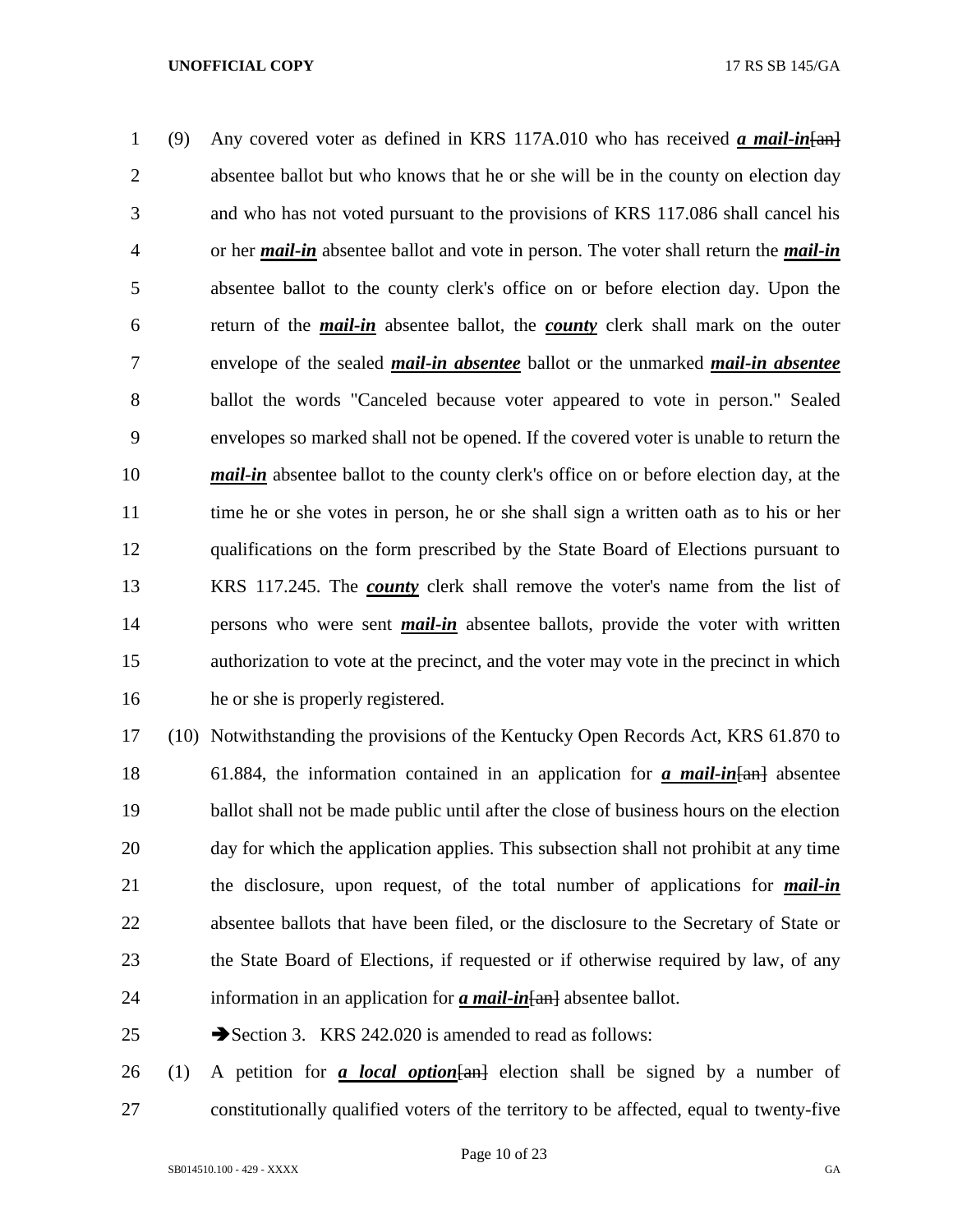(9) Any covered voter as defined in KRS 117A.010 who has received ***a mail-in***[an] absentee ballot but who knows that he or she will be in the county on election day and who has not voted pursuant to the provisions of KRS 117.086 shall cancel his or her ***mail-in*** absentee ballot and vote in person. The voter shall return the ***mail-in*** absentee ballot to the county clerk's office on or before election day. Upon the return of the ***mail-in*** absentee ballot, the ***county*** clerk shall mark on the outer envelope of the sealed ***mail-in absentee*** ballot or the unmarked ***mail-in absentee*** ballot the words "Canceled because voter appeared to vote in person." Sealed envelopes so marked shall not be opened. If the covered voter is unable to return the ***mail-in*** absentee ballot to the county clerk's office on or before election day, at the time he or she votes in person, he or she shall sign a written oath as to his or her qualifications on the form prescribed by the State Board of Elections pursuant to KRS 117.245. The ***county*** clerk shall remove the voter's name from the list of persons who were sent ***mail-in*** absentee ballots, provide the voter with written authorization to vote at the precinct, and the voter may vote in the precinct in which he or she is properly registered.

(10) Notwithstanding the provisions of the Kentucky Open Records Act, KRS 61.870 to 61.884, the information contained in an application for ***a mail-in***[an] absentee ballot shall not be made public until after the close of business hours on the election day for which the application applies. This subsection shall not prohibit at any time the disclosure, upon request, of the total number of applications for ***mail-in*** absentee ballots that have been filed, or the disclosure to the Secretary of State or the State Board of Elections, if requested or if otherwise required by law, of any information in an application for ***a mail-in***[an] absentee ballot.

➔Section 3. KRS 242.020 is amended to read as follows:

(1) A petition for ***a local option***[an] election shall be signed by a number of constitutionally qualified voters of the territory to be affected, equal to twenty-five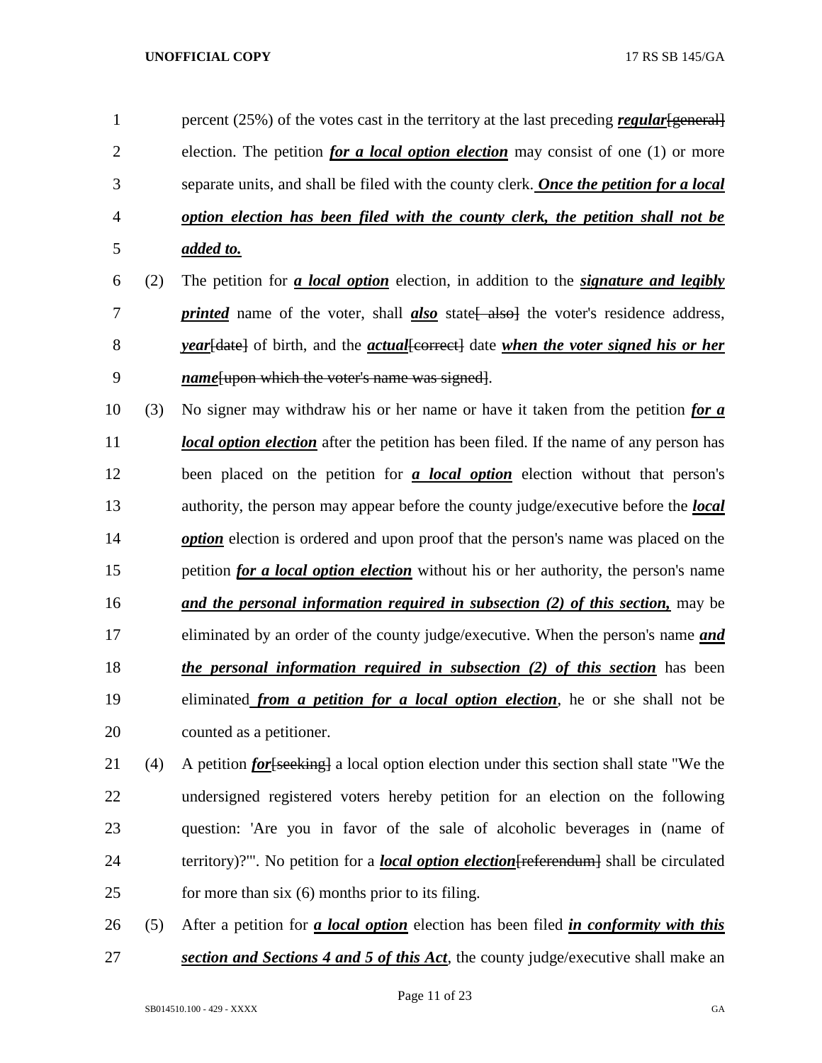percent (25%) of the votes cast in the territory at the last preceding ***regular***[general] election. The petition ***for a local option election*** may consist of one (1) or more separate units, and shall be filed with the county clerk. ***Once the petition for a local option election has been filed with the county clerk, the petition shall not be added to.***

(2) The petition for ***a local option*** election, in addition to the ***signature and legibly printed*** name of the voter, shall ***also*** state[ also] the voter's residence address, ***year***[date] of birth, and the ***actual***[correct] date ***when the voter signed his or her name***[upon which the voter's name was signed].

(3) No signer may withdraw his or her name or have it taken from the petition ***for a local option election*** after the petition has been filed. If the name of any person has been placed on the petition for ***a local option*** election without that person's authority, the person may appear before the county judge/executive before the ***local option*** election is ordered and upon proof that the person's name was placed on the petition ***for a local option election*** without his or her authority, the person's name ***and the personal information required in subsection (2) of this section,*** may be eliminated by an order of the county judge/executive. When the person's name ***and the personal information required in subsection (2) of this section*** has been eliminated ***from a petition for a local option election***, he or she shall not be counted as a petitioner.

(4) A petition ***for***[seeking] a local option election under this section shall state "We the undersigned registered voters hereby petition for an election on the following question: 'Are you in favor of the sale of alcoholic beverages in (name of territory)?'". No petition for a ***local option election***[referendum] shall be circulated for more than six (6) months prior to its filing.

(5) After a petition for ***a local option*** election has been filed ***in conformity with this section and Sections 4 and 5 of this Act***, the county judge/executive shall make an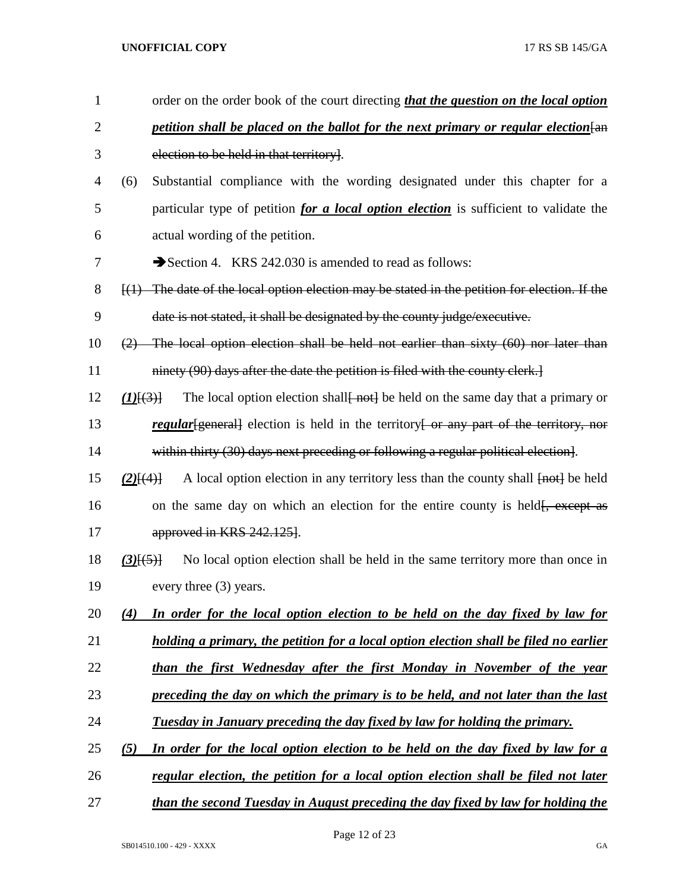order on the order book of the court directing ***that the question on the local option petition shall be placed on the ballot for the next primary or regular election***[~~an election to be held in that territory~~].

(6) Substantial compliance with the wording designated under this chapter for a particular type of petition ***for a local option election*** is sufficient to validate the actual wording of the petition.

➔Section 4. KRS 242.030 is amended to read as follows:

[~~(1) The date of the local option election may be stated in the petition for election. If the date is not stated, it shall be designated by the county judge/executive.~~

~~(2) The local option election shall be held not earlier than sixty (60) nor later than ninety (90) days after the date the petition is filed with the county clerk.~~]

***(1)***[~~(3)~~] The local option election shall[~~ not~~] be held on the same day that a primary or ***regular***[~~general~~] election is held in the territory[~~ or any part of the territory, nor within thirty (30) days next preceding or following a regular political election~~].

***(2)***[~~(4)~~] A local option election in any territory less than the county shall [~~not~~] be held on the same day on which an election for the entire county is held[~~, except as approved in KRS 242.125~~].

***(3)***[~~(5)~~] No local option election shall be held in the same territory more than once in every three (3) years.

***(4) In order for the local option election to be held on the day fixed by law for holding a primary, the petition for a local option election shall be filed no earlier than the first Wednesday after the first Monday in November of the year preceding the day on which the primary is to be held, and not later than the last Tuesday in January preceding the day fixed by law for holding the primary.***

***(5) In order for the local option election to be held on the day fixed by law for a regular election, the petition for a local option election shall be filed not later than the second Tuesday in August preceding the day fixed by law for holding the***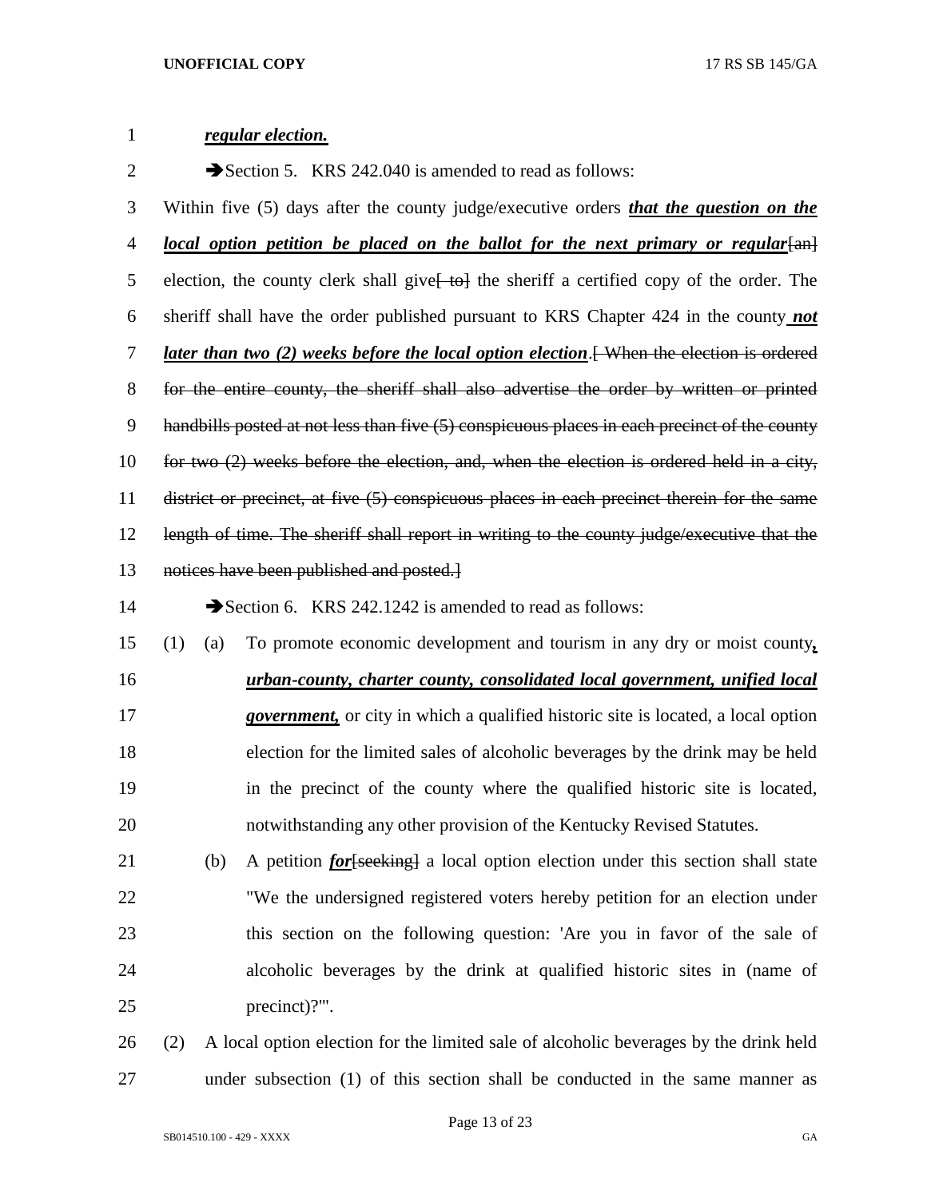***regular election.***

➔Section 5. KRS 242.040 is amended to read as follows:

Within five (5) days after the county judge/executive orders ***that the question on the local option petition be placed on the ballot for the next primary or regular***[an] election, the county clerk shall give[ to] the sheriff a certified copy of the order. The sheriff shall have the order published pursuant to KRS Chapter 424 in the county ***not later than two (2) weeks before the local option election***.[ When the election is ordered for the entire county, the sheriff shall also advertise the order by written or printed handbills posted at not less than five (5) conspicuous places in each precinct of the county for two (2) weeks before the election, and, when the election is ordered held in a city, district or precinct, at five (5) conspicuous places in each precinct therein for the same length of time. The sheriff shall report in writing to the county judge/executive that the notices have been published and posted.]

➔Section 6. KRS 242.1242 is amended to read as follows:

(1) (a) To promote economic development and tourism in any dry or moist county***, urban-county, charter county, consolidated local government, unified local government,*** or city in which a qualified historic site is located, a local option election for the limited sales of alcoholic beverages by the drink may be held in the precinct of the county where the qualified historic site is located, notwithstanding any other provision of the Kentucky Revised Statutes.

(b) A petition ***for***[seeking] a local option election under this section shall state "We the undersigned registered voters hereby petition for an election under this section on the following question: 'Are you in favor of the sale of alcoholic beverages by the drink at qualified historic sites in (name of precinct)?'".

(2) A local option election for the limited sale of alcoholic beverages by the drink held under subsection (1) of this section shall be conducted in the same manner as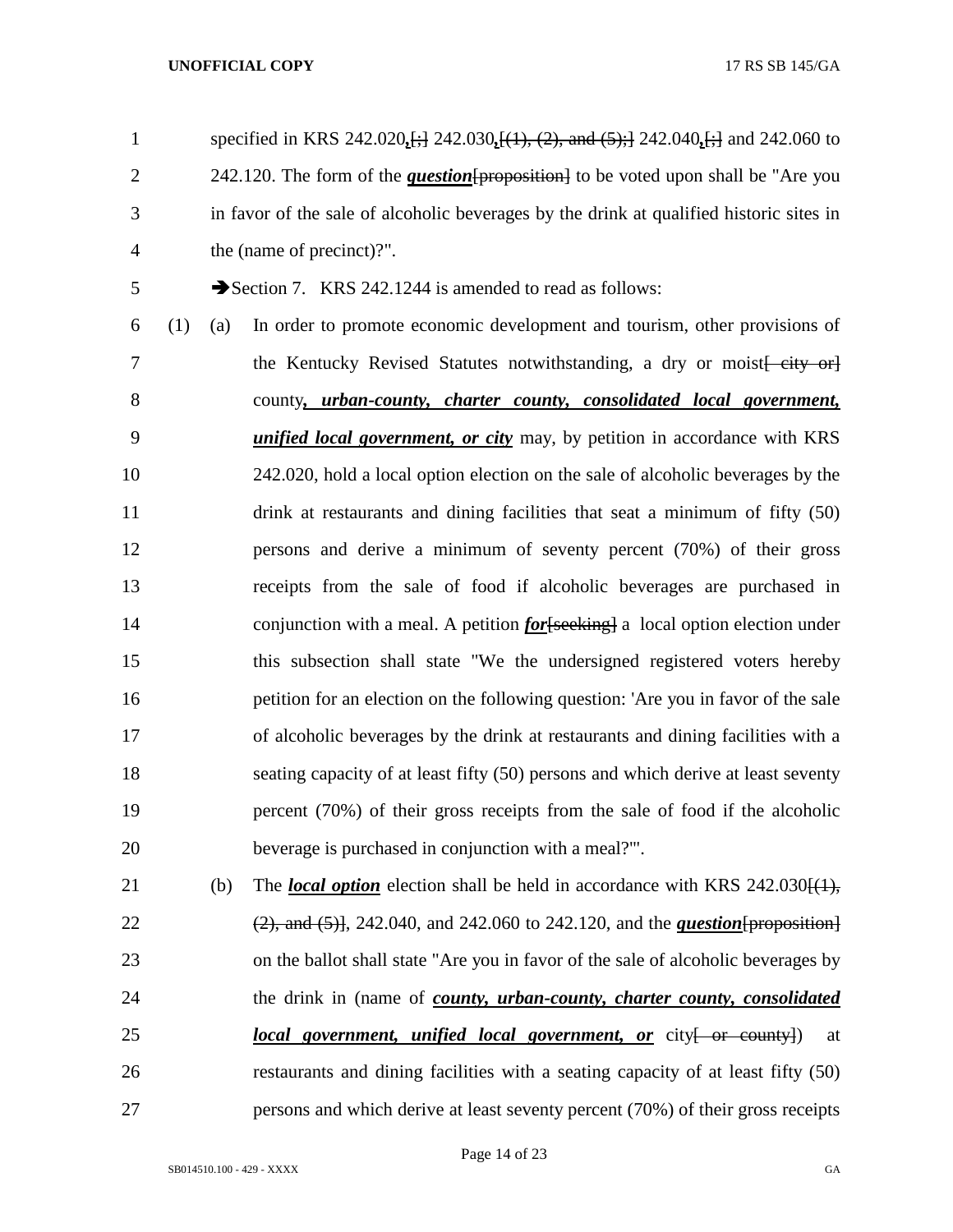specified in KRS 242.020*,*[;] 242.030*,*[(1), (2), and (5);] 242.040*,*[;] and 242.060 to 242.120. The form of the ***question***[proposition] to be voted upon shall be "Are you in favor of the sale of alcoholic beverages by the drink at qualified historic sites in the (name of precinct)?".

➔Section 7. KRS 242.1244 is amended to read as follows:

(1) (a) In order to promote economic development and tourism, other provisions of the Kentucky Revised Statutes notwithstanding, a dry or moist[ city or] county***, urban-county, charter county, consolidated local government, unified local government, or city*** may, by petition in accordance with KRS 242.020, hold a local option election on the sale of alcoholic beverages by the drink at restaurants and dining facilities that seat a minimum of fifty (50) persons and derive a minimum of seventy percent (70%) of their gross receipts from the sale of food if alcoholic beverages are purchased in conjunction with a meal. A petition ***for***[seeking] a local option election under this subsection shall state "We the undersigned registered voters hereby petition for an election on the following question: 'Are you in favor of the sale of alcoholic beverages by the drink at restaurants and dining facilities with a seating capacity of at least fifty (50) persons and which derive at least seventy percent (70%) of their gross receipts from the sale of food if the alcoholic beverage is purchased in conjunction with a meal?'".

(b) The ***local option*** election shall be held in accordance with KRS 242.030[(1), (2), and (5)], 242.040, and 242.060 to 242.120, and the ***question***[proposition] on the ballot shall state "Are you in favor of the sale of alcoholic beverages by the drink in (name of ***county, urban-county, charter county, consolidated local government, unified local government, or*** city[ or county]) at restaurants and dining facilities with a seating capacity of at least fifty (50) persons and which derive at least seventy percent (70%) of their gross receipts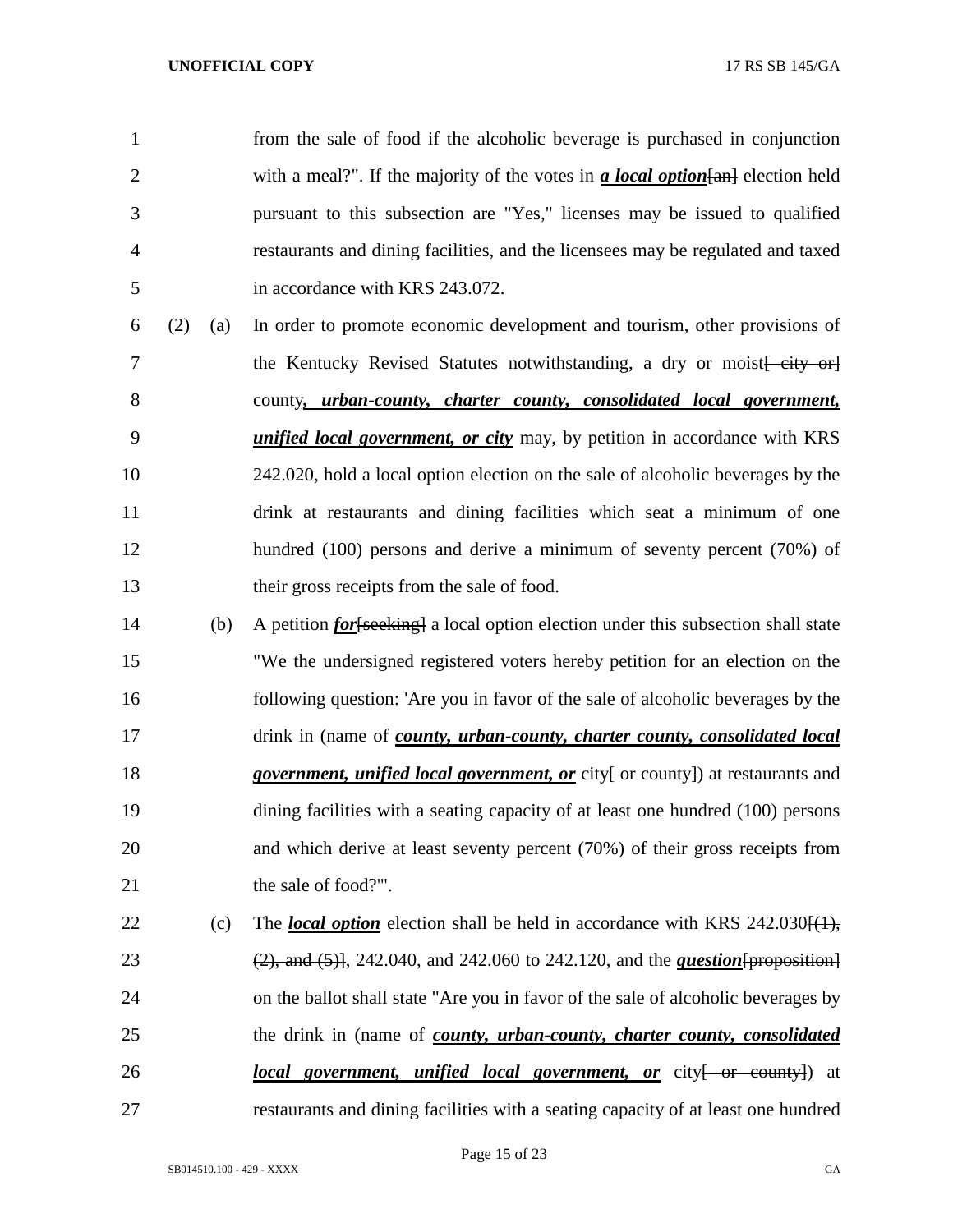from the sale of food if the alcoholic beverage is purchased in conjunction with a meal?". If the majority of the votes in ***a local option***[an] election held pursuant to this subsection are "Yes," licenses may be issued to qualified restaurants and dining facilities, and the licensees may be regulated and taxed in accordance with KRS 243.072.

(2) (a) In order to promote economic development and tourism, other provisions of the Kentucky Revised Statutes notwithstanding, a dry or moist[ city or] county***, urban-county, charter county, consolidated local government, unified local government, or city*** may, by petition in accordance with KRS 242.020, hold a local option election on the sale of alcoholic beverages by the drink at restaurants and dining facilities which seat a minimum of one hundred (100) persons and derive a minimum of seventy percent (70%) of their gross receipts from the sale of food.

(b) A petition ***for***[seeking] a local option election under this subsection shall state "We the undersigned registered voters hereby petition for an election on the following question: 'Are you in favor of the sale of alcoholic beverages by the drink in (name of ***county, urban-county, charter county, consolidated local government, unified local government, or*** city[ or county]) at restaurants and dining facilities with a seating capacity of at least one hundred (100) persons and which derive at least seventy percent (70%) of their gross receipts from the sale of food?'".

(c) The ***local option*** election shall be held in accordance with KRS 242.030[(1), (2), and (5)], 242.040, and 242.060 to 242.120, and the ***question***[proposition] on the ballot shall state "Are you in favor of the sale of alcoholic beverages by the drink in (name of ***county, urban-county, charter county, consolidated local government, unified local government, or*** city[ or county]) at restaurants and dining facilities with a seating capacity of at least one hundred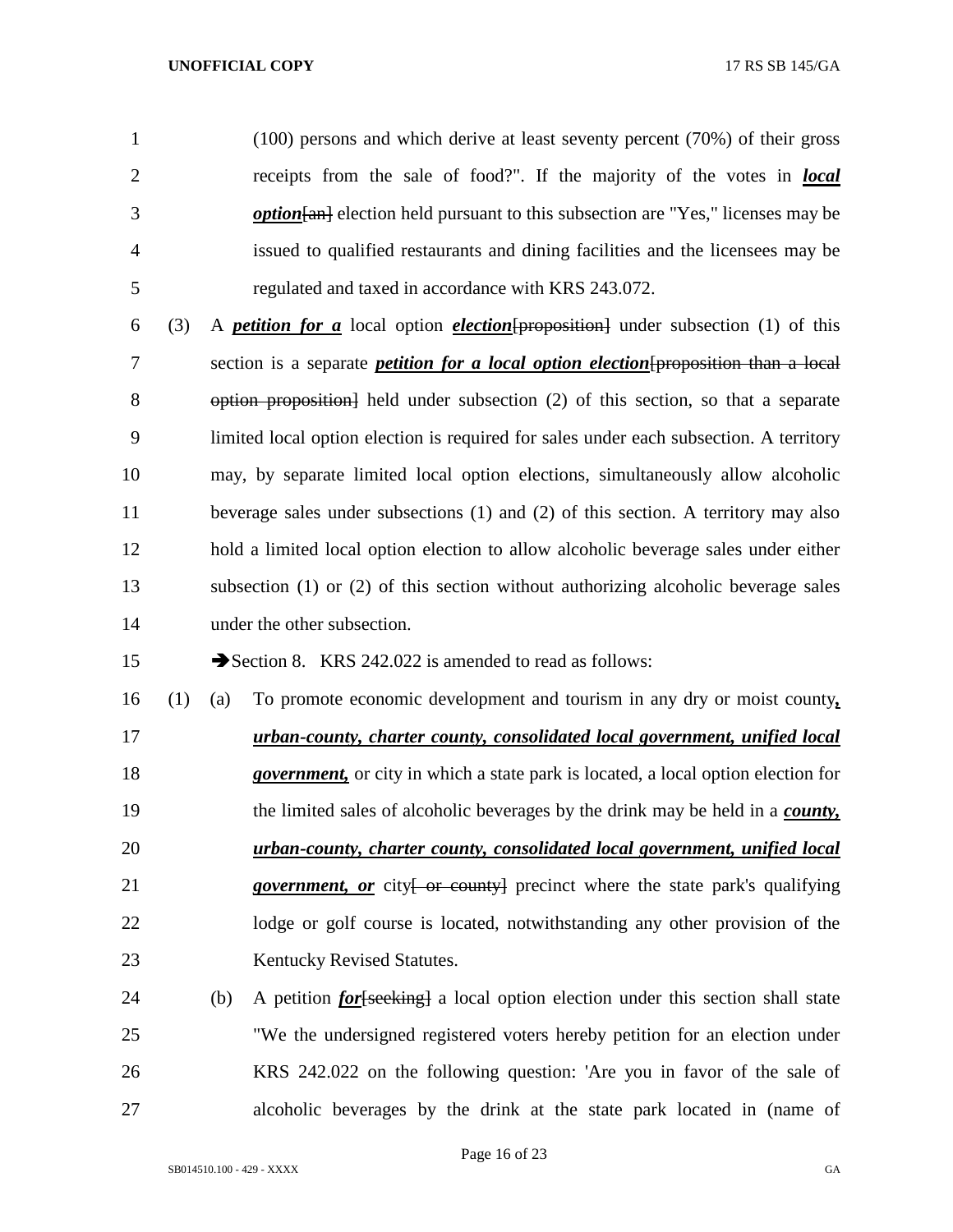(100) persons and which derive at least seventy percent (70%) of their gross receipts from the sale of food?". If the majority of the votes in ***local option***[an] election held pursuant to this subsection are "Yes," licenses may be issued to qualified restaurants and dining facilities and the licensees may be regulated and taxed in accordance with KRS 243.072.

(3) A ***petition for a*** local option ***election***[proposition] under subsection (1) of this section is a separate ***petition for a local option election***[proposition than a local option proposition] held under subsection (2) of this section, so that a separate limited local option election is required for sales under each subsection. A territory may, by separate limited local option elections, simultaneously allow alcoholic beverage sales under subsections (1) and (2) of this section. A territory may also hold a limited local option election to allow alcoholic beverage sales under either subsection (1) or (2) of this section without authorizing alcoholic beverage sales under the other subsection.

➔Section 8. KRS 242.022 is amended to read as follows:

(1) (a) To promote economic development and tourism in any dry or moist county***, urban-county, charter county, consolidated local government, unified local government,*** or city in which a state park is located, a local option election for the limited sales of alcoholic beverages by the drink may be held in a ***county, urban-county, charter county, consolidated local government, unified local government, or*** city[ or county] precinct where the state park's qualifying lodge or golf course is located, notwithstanding any other provision of the Kentucky Revised Statutes.

(b) A petition ***for***[seeking] a local option election under this section shall state "We the undersigned registered voters hereby petition for an election under KRS 242.022 on the following question: 'Are you in favor of the sale of alcoholic beverages by the drink at the state park located in (name of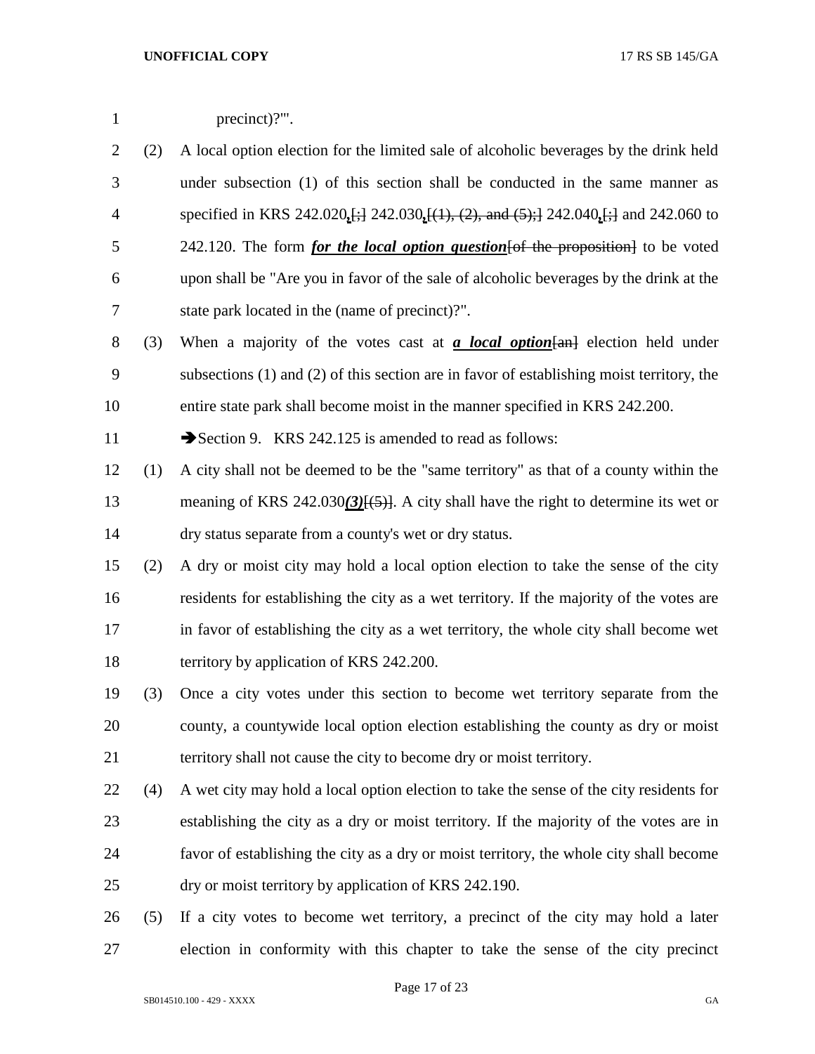precinct)?'".

(2) A local option election for the limited sale of alcoholic beverages by the drink held under subsection (1) of this section shall be conducted in the same manner as specified in KRS 242.020**,**[;] 242.030**,**[(1), (2), and (5);] 242.040**,**[;] and 242.060 to 242.120. The form ***for the local option question***[of the proposition] to be voted upon shall be "Are you in favor of the sale of alcoholic beverages by the drink at the state park located in the (name of precinct)?".

(3) When a majority of the votes cast at ***a local option***[an] election held under subsections (1) and (2) of this section are in favor of establishing moist territory, the entire state park shall become moist in the manner specified in KRS 242.200.

➔Section 9. KRS 242.125 is amended to read as follows:

(1) A city shall not be deemed to be the "same territory" as that of a county within the meaning of KRS 242.030***(3)***[(5)]. A city shall have the right to determine its wet or dry status separate from a county's wet or dry status.

(2) A dry or moist city may hold a local option election to take the sense of the city residents for establishing the city as a wet territory. If the majority of the votes are in favor of establishing the city as a wet territory, the whole city shall become wet territory by application of KRS 242.200.

(3) Once a city votes under this section to become wet territory separate from the county, a countywide local option election establishing the county as dry or moist territory shall not cause the city to become dry or moist territory.

(4) A wet city may hold a local option election to take the sense of the city residents for establishing the city as a dry or moist territory. If the majority of the votes are in favor of establishing the city as a dry or moist territory, the whole city shall become dry or moist territory by application of KRS 242.190.

(5) If a city votes to become wet territory, a precinct of the city may hold a later election in conformity with this chapter to take the sense of the city precinct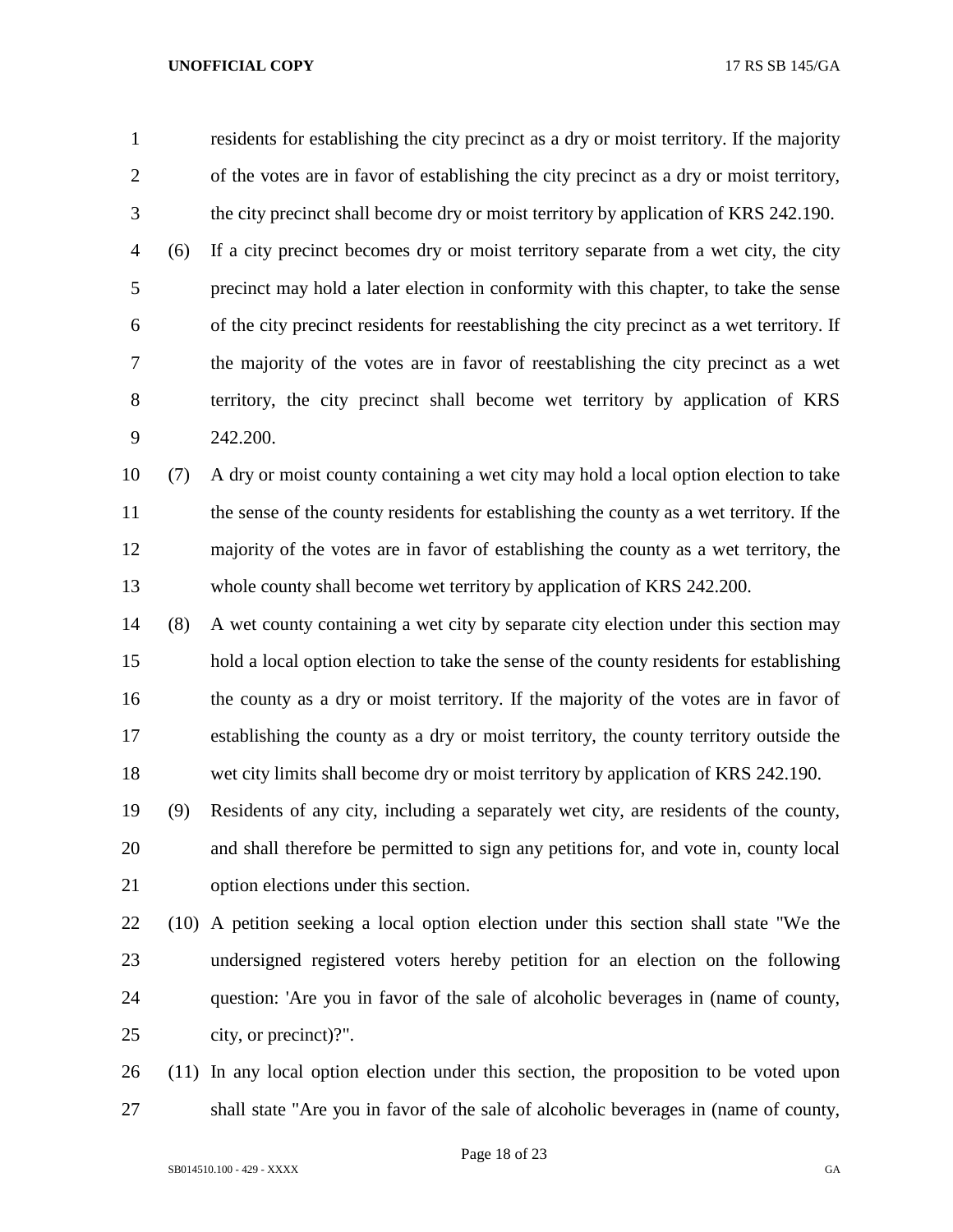residents for establishing the city precinct as a dry or moist territory. If the majority of the votes are in favor of establishing the city precinct as a dry or moist territory, the city precinct shall become dry or moist territory by application of KRS 242.190.

(6) If a city precinct becomes dry or moist territory separate from a wet city, the city precinct may hold a later election in conformity with this chapter, to take the sense of the city precinct residents for reestablishing the city precinct as a wet territory. If the majority of the votes are in favor of reestablishing the city precinct as a wet territory, the city precinct shall become wet territory by application of KRS 242.200.

(7) A dry or moist county containing a wet city may hold a local option election to take the sense of the county residents for establishing the county as a wet territory. If the majority of the votes are in favor of establishing the county as a wet territory, the whole county shall become wet territory by application of KRS 242.200.

(8) A wet county containing a wet city by separate city election under this section may hold a local option election to take the sense of the county residents for establishing the county as a dry or moist territory. If the majority of the votes are in favor of establishing the county as a dry or moist territory, the county territory outside the wet city limits shall become dry or moist territory by application of KRS 242.190.

(9) Residents of any city, including a separately wet city, are residents of the county, and shall therefore be permitted to sign any petitions for, and vote in, county local option elections under this section.

(10) A petition seeking a local option election under this section shall state "We the undersigned registered voters hereby petition for an election on the following question: 'Are you in favor of the sale of alcoholic beverages in (name of county, city, or precinct)?".

(11) In any local option election under this section, the proposition to be voted upon shall state "Are you in favor of the sale of alcoholic beverages in (name of county,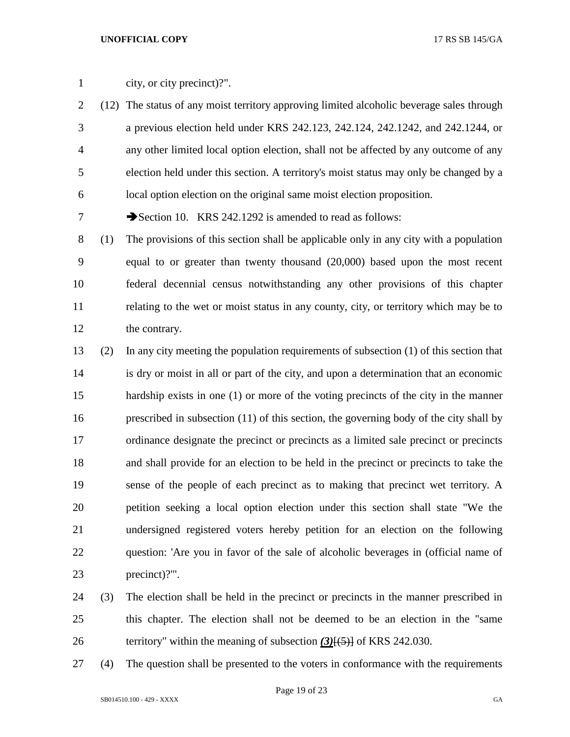city, or city precinct)?".

(12) The status of any moist territory approving limited alcoholic beverage sales through a previous election held under KRS 242.123, 242.124, 242.1242, and 242.1244, or any other limited local option election, shall not be affected by any outcome of any election held under this section. A territory's moist status may only be changed by a local option election on the original same moist election proposition.

➔Section 10. KRS 242.1292 is amended to read as follows:

(1) The provisions of this section shall be applicable only in any city with a population equal to or greater than twenty thousand (20,000) based upon the most recent federal decennial census notwithstanding any other provisions of this chapter relating to the wet or moist status in any county, city, or territory which may be to the contrary.

(2) In any city meeting the population requirements of subsection (1) of this section that is dry or moist in all or part of the city, and upon a determination that an economic hardship exists in one (1) or more of the voting precincts of the city in the manner prescribed in subsection (11) of this section, the governing body of the city shall by ordinance designate the precinct or precincts as a limited sale precinct or precincts and shall provide for an election to be held in the precinct or precincts to take the sense of the people of each precinct as to making that precinct wet territory. A petition seeking a local option election under this section shall state "We the undersigned registered voters hereby petition for an election on the following question: 'Are you in favor of the sale of alcoholic beverages in (official name of precinct)?'".

(3) The election shall be held in the precinct or precincts in the manner prescribed in this chapter. The election shall not be deemed to be an election in the "same territory" within the meaning of subsection ***(3)***~~[(5)]~~ of KRS 242.030.

(4) The question shall be presented to the voters in conformance with the requirements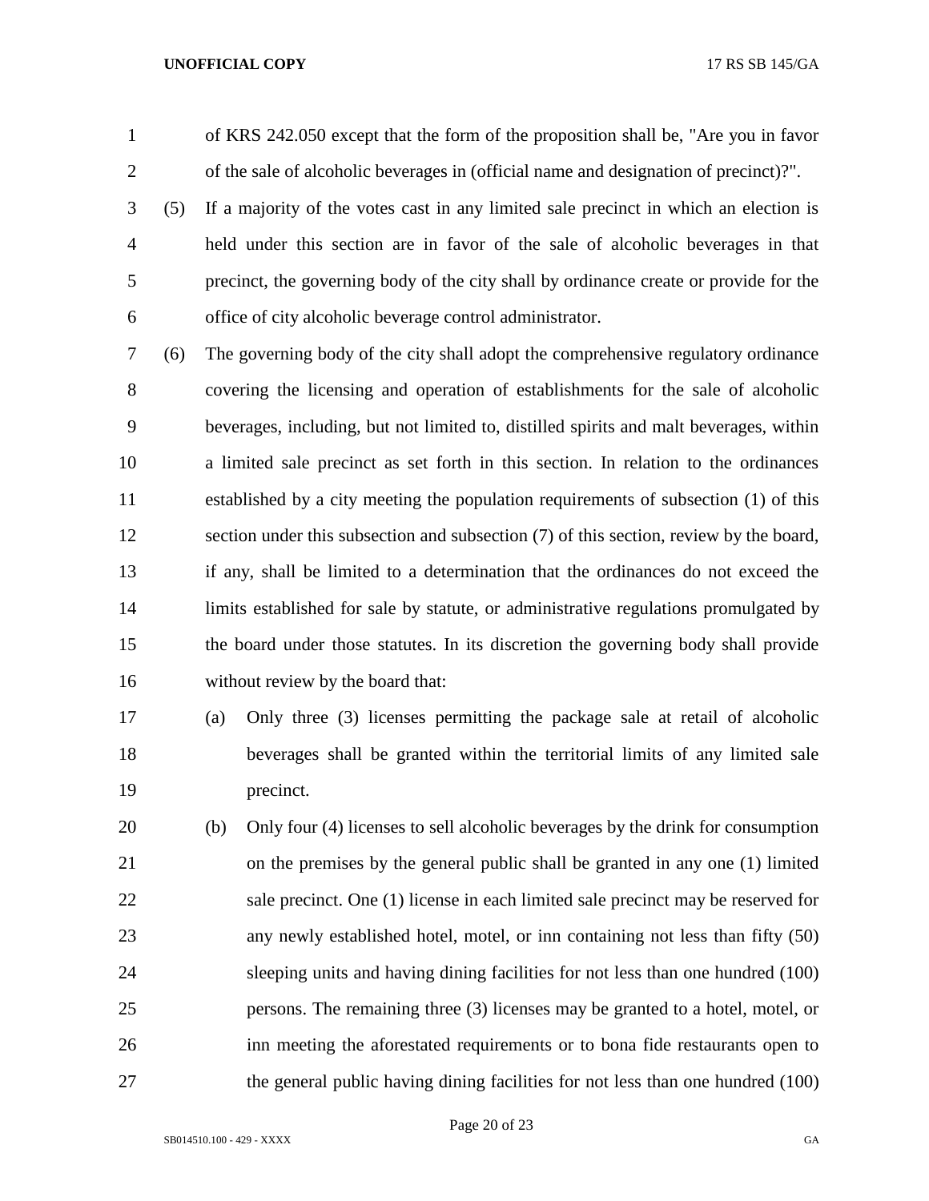of KRS 242.050 except that the form of the proposition shall be, "Are you in favor of the sale of alcoholic beverages in (official name and designation of precinct)?".

(5) If a majority of the votes cast in any limited sale precinct in which an election is held under this section are in favor of the sale of alcoholic beverages in that precinct, the governing body of the city shall by ordinance create or provide for the office of city alcoholic beverage control administrator.

(6) The governing body of the city shall adopt the comprehensive regulatory ordinance covering the licensing and operation of establishments for the sale of alcoholic beverages, including, but not limited to, distilled spirits and malt beverages, within a limited sale precinct as set forth in this section. In relation to the ordinances established by a city meeting the population requirements of subsection (1) of this section under this subsection and subsection (7) of this section, review by the board, if any, shall be limited to a determination that the ordinances do not exceed the limits established for sale by statute, or administrative regulations promulgated by the board under those statutes. In its discretion the governing body shall provide without review by the board that:

(a) Only three (3) licenses permitting the package sale at retail of alcoholic beverages shall be granted within the territorial limits of any limited sale precinct.

(b) Only four (4) licenses to sell alcoholic beverages by the drink for consumption on the premises by the general public shall be granted in any one (1) limited sale precinct. One (1) license in each limited sale precinct may be reserved for any newly established hotel, motel, or inn containing not less than fifty (50) sleeping units and having dining facilities for not less than one hundred (100) persons. The remaining three (3) licenses may be granted to a hotel, motel, or inn meeting the aforestated requirements or to bona fide restaurants open to the general public having dining facilities for not less than one hundred (100)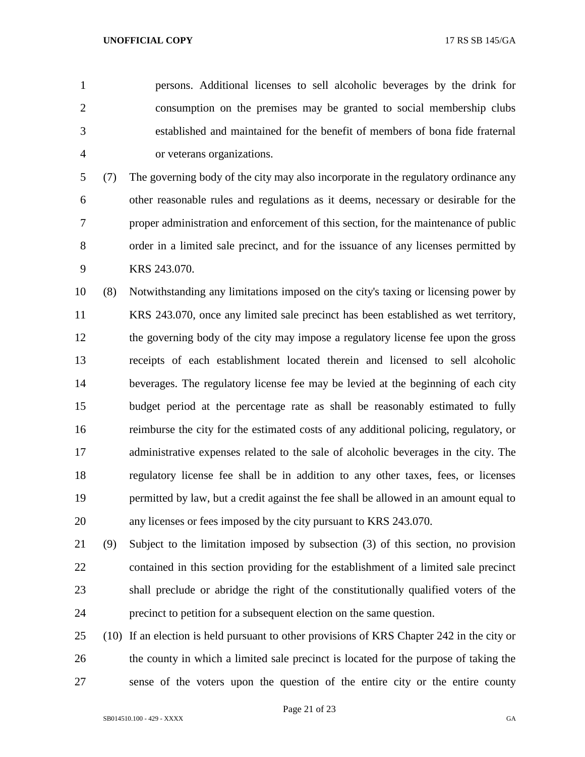persons. Additional licenses to sell alcoholic beverages by the drink for consumption on the premises may be granted to social membership clubs established and maintained for the benefit of members of bona fide fraternal or veterans organizations.

(7) The governing body of the city may also incorporate in the regulatory ordinance any other reasonable rules and regulations as it deems, necessary or desirable for the proper administration and enforcement of this section, for the maintenance of public order in a limited sale precinct, and for the issuance of any licenses permitted by KRS 243.070.

(8) Notwithstanding any limitations imposed on the city's taxing or licensing power by KRS 243.070, once any limited sale precinct has been established as wet territory, the governing body of the city may impose a regulatory license fee upon the gross receipts of each establishment located therein and licensed to sell alcoholic beverages. The regulatory license fee may be levied at the beginning of each city budget period at the percentage rate as shall be reasonably estimated to fully reimburse the city for the estimated costs of any additional policing, regulatory, or administrative expenses related to the sale of alcoholic beverages in the city. The regulatory license fee shall be in addition to any other taxes, fees, or licenses permitted by law, but a credit against the fee shall be allowed in an amount equal to any licenses or fees imposed by the city pursuant to KRS 243.070.

(9) Subject to the limitation imposed by subsection (3) of this section, no provision contained in this section providing for the establishment of a limited sale precinct shall preclude or abridge the right of the constitutionally qualified voters of the precinct to petition for a subsequent election on the same question.

(10) If an election is held pursuant to other provisions of KRS Chapter 242 in the city or the county in which a limited sale precinct is located for the purpose of taking the sense of the voters upon the question of the entire city or the entire county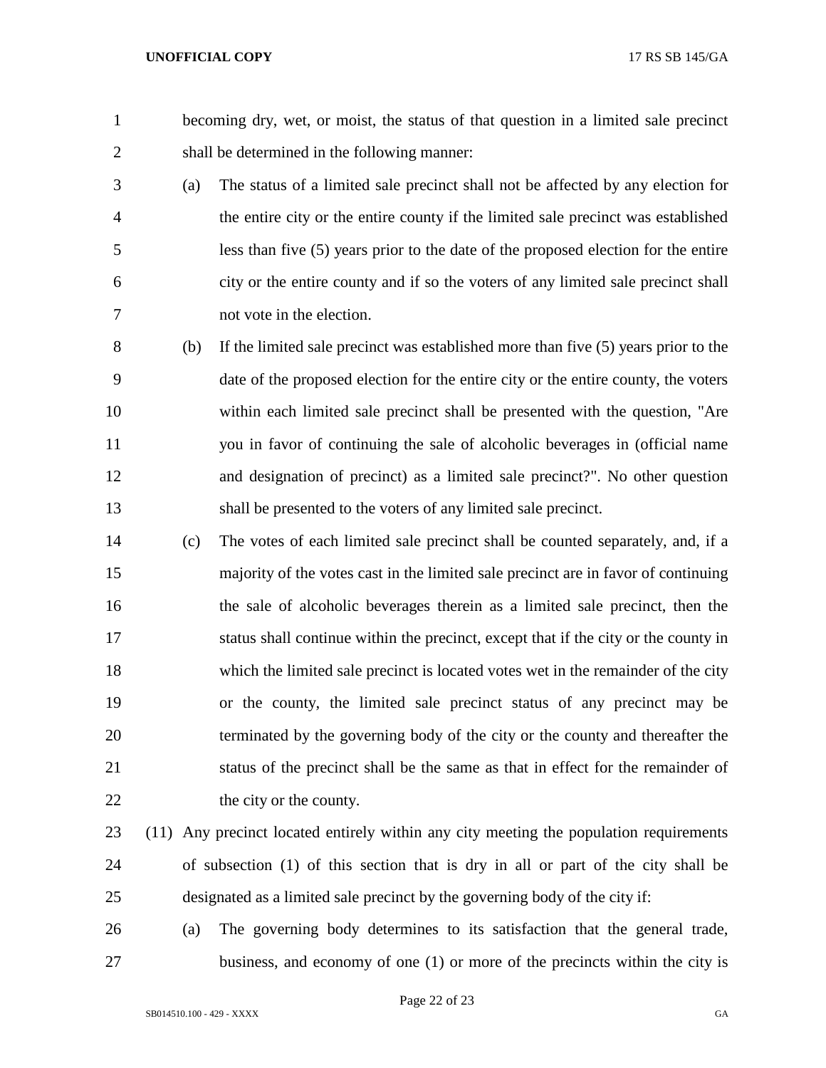becoming dry, wet, or moist, the status of that question in a limited sale precinct shall be determined in the following manner:

(a) The status of a limited sale precinct shall not be affected by any election for the entire city or the entire county if the limited sale precinct was established less than five (5) years prior to the date of the proposed election for the entire city or the entire county and if so the voters of any limited sale precinct shall not vote in the election.

(b) If the limited sale precinct was established more than five (5) years prior to the date of the proposed election for the entire city or the entire county, the voters within each limited sale precinct shall be presented with the question, "Are you in favor of continuing the sale of alcoholic beverages in (official name and designation of precinct) as a limited sale precinct?". No other question shall be presented to the voters of any limited sale precinct.

(c) The votes of each limited sale precinct shall be counted separately, and, if a majority of the votes cast in the limited sale precinct are in favor of continuing the sale of alcoholic beverages therein as a limited sale precinct, then the status shall continue within the precinct, except that if the city or the county in which the limited sale precinct is located votes wet in the remainder of the city or the county, the limited sale precinct status of any precinct may be terminated by the governing body of the city or the county and thereafter the status of the precinct shall be the same as that in effect for the remainder of the city or the county.

(11) Any precinct located entirely within any city meeting the population requirements of subsection (1) of this section that is dry in all or part of the city shall be designated as a limited sale precinct by the governing body of the city if:

(a) The governing body determines to its satisfaction that the general trade, business, and economy of one (1) or more of the precincts within the city is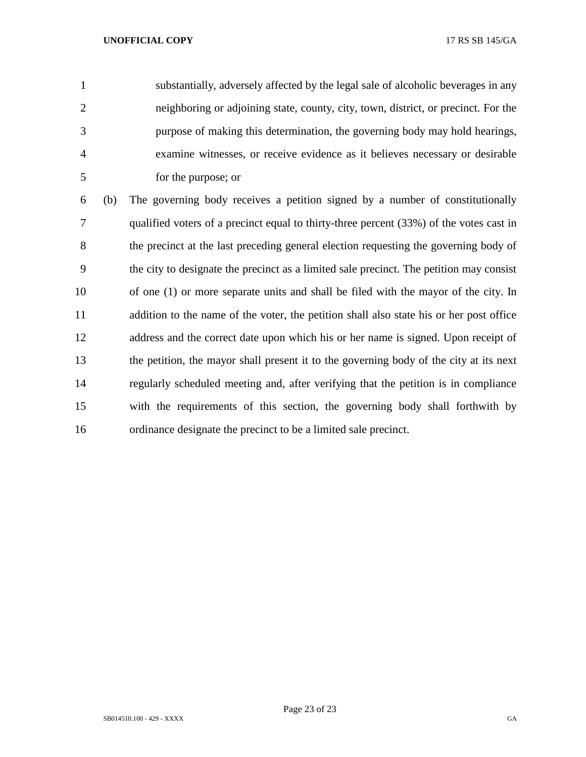substantially, adversely affected by the legal sale of alcoholic beverages in any neighboring or adjoining state, county, city, town, district, or precinct. For the purpose of making this determination, the governing body may hold hearings, examine witnesses, or receive evidence as it believes necessary or desirable for the purpose; or

(b) The governing body receives a petition signed by a number of constitutionally qualified voters of a precinct equal to thirty-three percent (33%) of the votes cast in the precinct at the last preceding general election requesting the governing body of the city to designate the precinct as a limited sale precinct. The petition may consist of one (1) or more separate units and shall be filed with the mayor of the city. In addition to the name of the voter, the petition shall also state his or her post office address and the correct date upon which his or her name is signed. Upon receipt of the petition, the mayor shall present it to the governing body of the city at its next regularly scheduled meeting and, after verifying that the petition is in compliance with the requirements of this section, the governing body shall forthwith by ordinance designate the precinct to be a limited sale precinct.